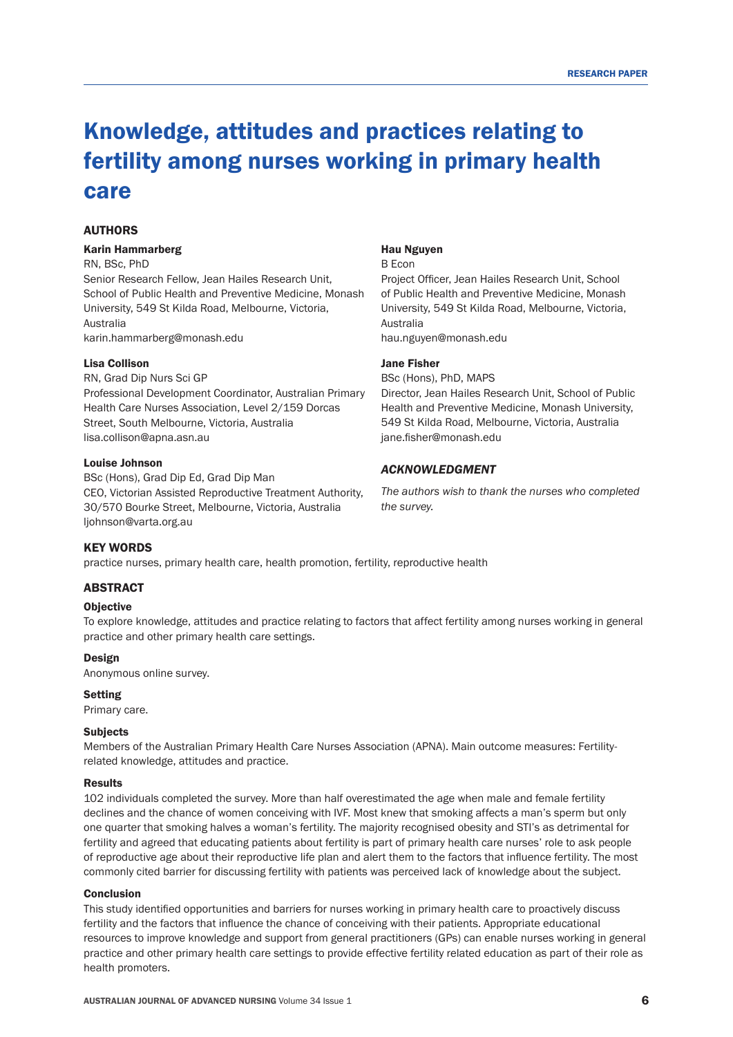RESEARCH PAPER

# Knowledge, attitudes and practices relating to fertility among nurses working in primary health care

## AUTHORS

**Karin Hammarberg**
RN, BSc, PhD
Senior Research Fellow, Jean Hailes Research Unit, School of Public Health and Preventive Medicine, Monash University, 549 St Kilda Road, Melbourne, Victoria, Australia
karin.hammarberg@monash.edu

**Lisa Collison**
RN, Grad Dip Nurs Sci GP
Professional Development Coordinator, Australian Primary Health Care Nurses Association, Level 2/159 Dorcas Street, South Melbourne, Victoria, Australia
lisa.collison@apna.asn.au

**Louise Johnson**
BSc (Hons), Grad Dip Ed, Grad Dip Man
CEO, Victorian Assisted Reproductive Treatment Authority, 30/570 Bourke Street, Melbourne, Victoria, Australia
ljohnson@varta.org.au

**Hau Nguyen**
B Econ
Project Officer, Jean Hailes Research Unit, School of Public Health and Preventive Medicine, Monash University, 549 St Kilda Road, Melbourne, Victoria, Australia
hau.nguyen@monash.edu

**Jane Fisher**
BSc (Hons), PhD, MAPS
Director, Jean Hailes Research Unit, School of Public Health and Preventive Medicine, Monash University, 549 St Kilda Road, Melbourne, Victoria, Australia
jane.fisher@monash.edu

### *ACKNOWLEDGMENT*

*The authors wish to thank the nurses who completed the survey.*

## KEY WORDS

practice nurses, primary health care, health promotion, fertility, reproductive health

## ABSTRACT

### Objective

To explore knowledge, attitudes and practice relating to factors that affect fertility among nurses working in general practice and other primary health care settings.

### Design

Anonymous online survey.

### Setting

Primary care.

### Subjects

Members of the Australian Primary Health Care Nurses Association (APNA). Main outcome measures: Fertility-related knowledge, attitudes and practice.

### Results

102 individuals completed the survey. More than half overestimated the age when male and female fertility declines and the chance of women conceiving with IVF. Most knew that smoking affects a man's sperm but only one quarter that smoking halves a woman's fertility. The majority recognised obesity and STI's as detrimental for fertility and agreed that educating patients about fertility is part of primary health care nurses' role to ask people of reproductive age about their reproductive life plan and alert them to the factors that influence fertility. The most commonly cited barrier for discussing fertility with patients was perceived lack of knowledge about the subject.

### Conclusion

This study identified opportunities and barriers for nurses working in primary health care to proactively discuss fertility and the factors that influence the chance of conceiving with their patients. Appropriate educational resources to improve knowledge and support from general practitioners (GPs) can enable nurses working in general practice and other primary health care settings to provide effective fertility related education as part of their role as health promoters.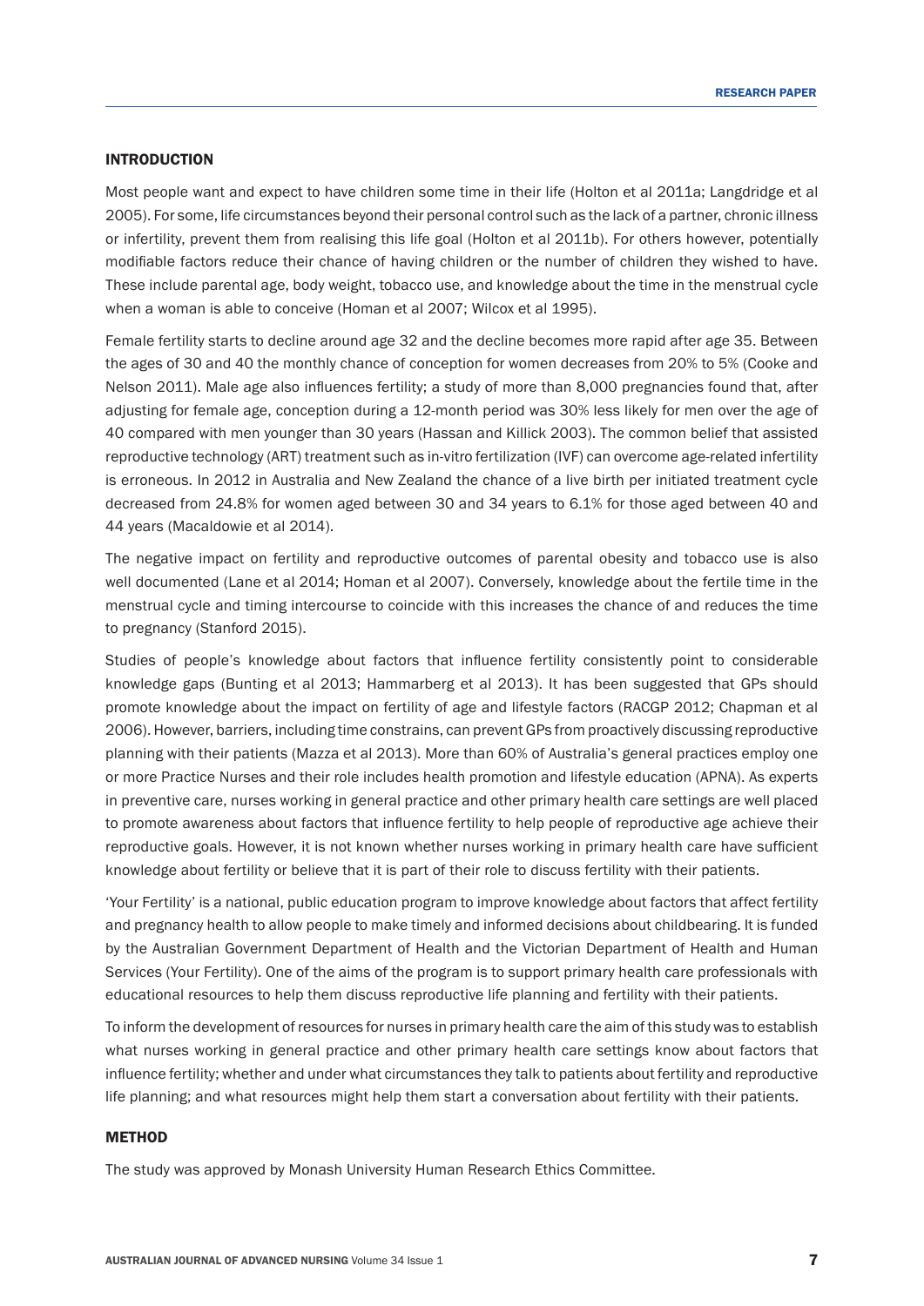## INTRODUCTION

Most people want and expect to have children some time in their life (Holton et al 2011a; Langdridge et al 2005). For some, life circumstances beyond their personal control such as the lack of a partner, chronic illness or infertility, prevent them from realising this life goal (Holton et al 2011b). For others however, potentially modifiable factors reduce their chance of having children or the number of children they wished to have. These include parental age, body weight, tobacco use, and knowledge about the time in the menstrual cycle when a woman is able to conceive (Homan et al 2007; Wilcox et al 1995).

Female fertility starts to decline around age 32 and the decline becomes more rapid after age 35. Between the ages of 30 and 40 the monthly chance of conception for women decreases from 20% to 5% (Cooke and Nelson 2011). Male age also influences fertility; a study of more than 8,000 pregnancies found that, after adjusting for female age, conception during a 12-month period was 30% less likely for men over the age of 40 compared with men younger than 30 years (Hassan and Killick 2003). The common belief that assisted reproductive technology (ART) treatment such as in-vitro fertilization (IVF) can overcome age-related infertility is erroneous. In 2012 in Australia and New Zealand the chance of a live birth per initiated treatment cycle decreased from 24.8% for women aged between 30 and 34 years to 6.1% for those aged between 40 and 44 years (Macaldowie et al 2014).

The negative impact on fertility and reproductive outcomes of parental obesity and tobacco use is also well documented (Lane et al 2014; Homan et al 2007). Conversely, knowledge about the fertile time in the menstrual cycle and timing intercourse to coincide with this increases the chance of and reduces the time to pregnancy (Stanford 2015).

Studies of people's knowledge about factors that influence fertility consistently point to considerable knowledge gaps (Bunting et al 2013; Hammarberg et al 2013). It has been suggested that GPs should promote knowledge about the impact on fertility of age and lifestyle factors (RACGP 2012; Chapman et al 2006). However, barriers, including time constrains, can prevent GPs from proactively discussing reproductive planning with their patients (Mazza et al 2013). More than 60% of Australia's general practices employ one or more Practice Nurses and their role includes health promotion and lifestyle education (APNA). As experts in preventive care, nurses working in general practice and other primary health care settings are well placed to promote awareness about factors that influence fertility to help people of reproductive age achieve their reproductive goals. However, it is not known whether nurses working in primary health care have sufficient knowledge about fertility or believe that it is part of their role to discuss fertility with their patients.

'Your Fertility' is a national, public education program to improve knowledge about factors that affect fertility and pregnancy health to allow people to make timely and informed decisions about childbearing. It is funded by the Australian Government Department of Health and the Victorian Department of Health and Human Services (Your Fertility). One of the aims of the program is to support primary health care professionals with educational resources to help them discuss reproductive life planning and fertility with their patients.

To inform the development of resources for nurses in primary health care the aim of this study was to establish what nurses working in general practice and other primary health care settings know about factors that influence fertility; whether and under what circumstances they talk to patients about fertility and reproductive life planning; and what resources might help them start a conversation about fertility with their patients.

## METHOD

The study was approved by Monash University Human Research Ethics Committee.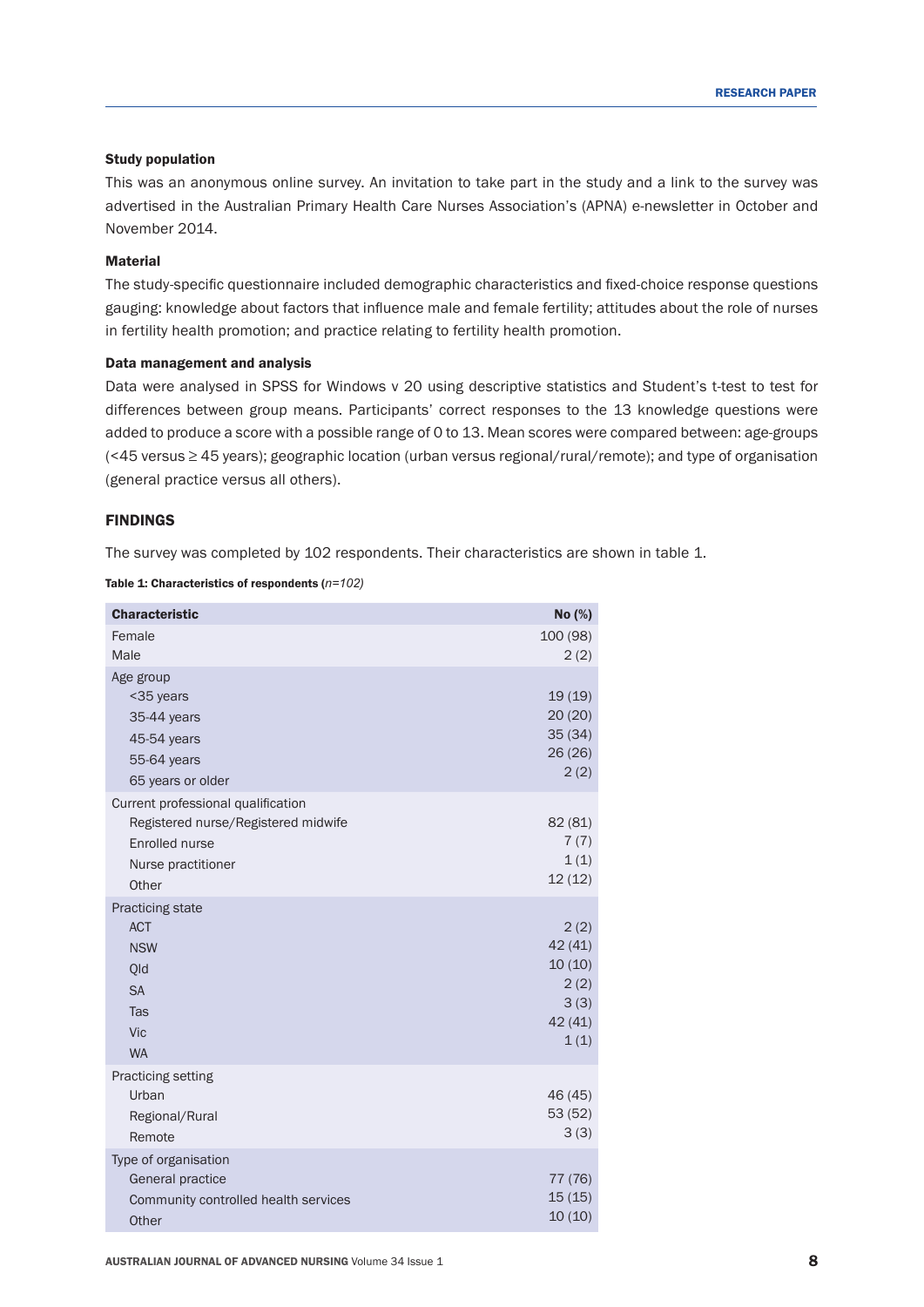#### Study population

This was an anonymous online survey. An invitation to take part in the study and a link to the survey was advertised in the Australian Primary Health Care Nurses Association's (APNA) e-newsletter in October and November 2014.

#### Material

The study-specific questionnaire included demographic characteristics and fixed-choice response questions gauging: knowledge about factors that influence male and female fertility; attitudes about the role of nurses in fertility health promotion; and practice relating to fertility health promotion.

#### Data management and analysis

Data were analysed in SPSS for Windows v 20 using descriptive statistics and Student's t-test to test for differences between group means. Participants' correct responses to the 13 knowledge questions were added to produce a score with a possible range of 0 to 13. Mean scores were compared between: age-groups (<45 versus ≥ 45 years); geographic location (urban versus regional/rural/remote); and type of organisation (general practice versus all others).

### FINDINGS

The survey was completed by 102 respondents. Their characteristics are shown in table 1.

**Table 1: Characteristics of respondents (*n=102*)**

| Characteristic | No (%) |
|---|---|
| Female | 100 (98) |
| Male | 2 (2) |
| Age group | |
| <35 years | 19 (19) |
| 35-44 years | 20 (20) |
| 45-54 years | 35 (34) |
| 55-64 years | 26 (26) |
| 65 years or older | 2 (2) |
| Current professional qualification | |
| Registered nurse/Registered midwife | 82 (81) |
| Enrolled nurse | 7 (7) |
| Nurse practitioner | 1 (1) |
| Other | 12 (12) |
| Practicing state | |
| ACT | 2 (2) |
| NSW | 42 (41) |
| Qld | 10 (10) |
| SA | 2 (2) |
| Tas | 3 (3) |
| Vic | 42 (41) |
| WA | 1 (1) |
| Practicing setting | |
| Urban | 46 (45) |
| Regional/Rural | 53 (52) |
| Remote | 3 (3) |
| Type of organisation | |
| General practice | 77 (76) |
| Community controlled health services | 15 (15) |
| Other | 10 (10) |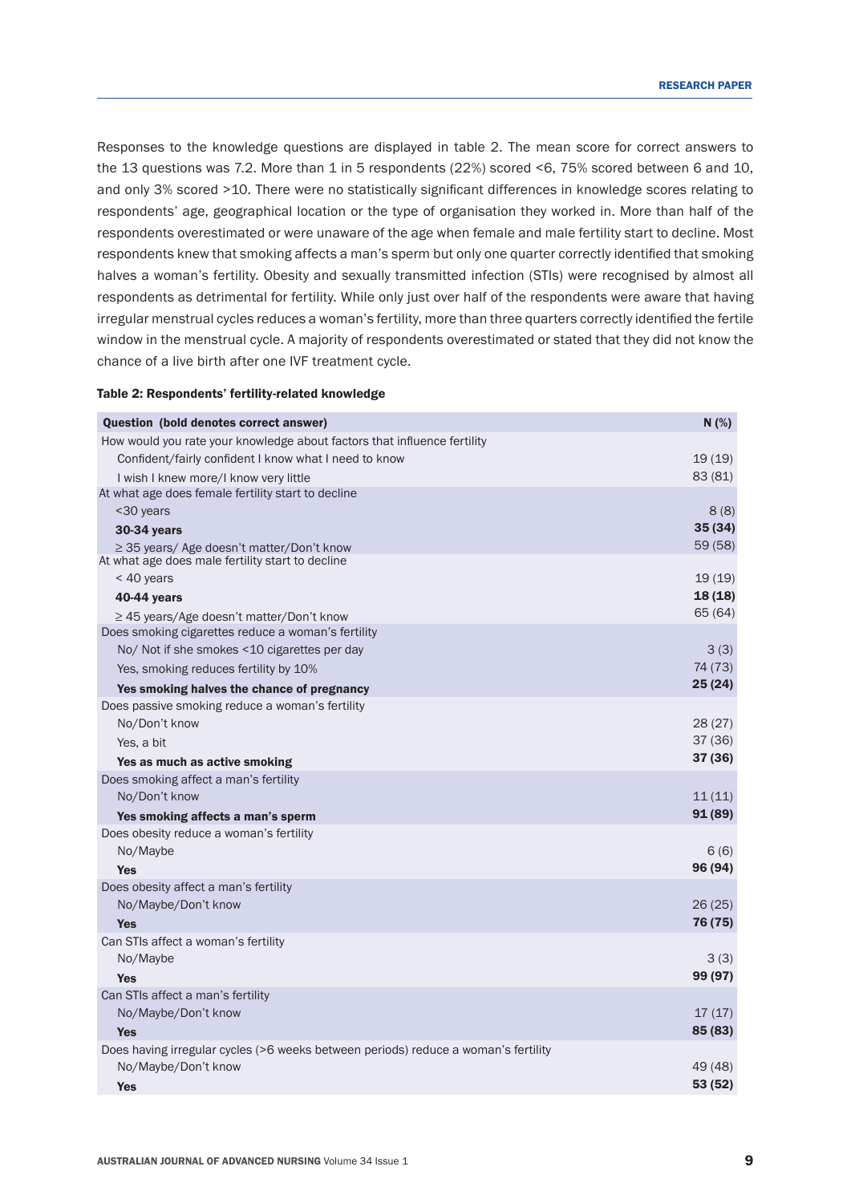Responses to the knowledge questions are displayed in table 2. The mean score for correct answers to the 13 questions was 7.2. More than 1 in 5 respondents (22%) scored <6, 75% scored between 6 and 10, and only 3% scored >10. There were no statistically significant differences in knowledge scores relating to respondents' age, geographical location or the type of organisation they worked in. More than half of the respondents overestimated or were unaware of the age when female and male fertility start to decline. Most respondents knew that smoking affects a man's sperm but only one quarter correctly identified that smoking halves a woman's fertility. Obesity and sexually transmitted infection (STIs) were recognised by almost all respondents as detrimental for fertility. While only just over half of the respondents were aware that having irregular menstrual cycles reduces a woman's fertility, more than three quarters correctly identified the fertile window in the menstrual cycle. A majority of respondents overestimated or stated that they did not know the chance of a live birth after one IVF treatment cycle.

**Table 2: Respondents' fertility-related knowledge**

| Question (bold denotes correct answer) | N (%) |
|---|---|
| How would you rate your knowledge about factors that influence fertility | |
| Confident/fairly confident I know what I need to know | 19 (19) |
| I wish I knew more/I know very little | 83 (81) |
| At what age does female fertility start to decline | |
| <30 years | 8 (8) |
| **30-34 years** | **35 (34)** |
| ≥ 35 years/ Age doesn't matter/Don't know | 59 (58) |
| At what age does male fertility start to decline | |
| < 40 years | 19 (19) |
| **40-44 years** | **18 (18)** |
| ≥ 45 years/Age doesn't matter/Don't know | 65 (64) |
| Does smoking cigarettes reduce a woman's fertility | |
| No/ Not if she smokes <10 cigarettes per day | 3 (3) |
| Yes, smoking reduces fertility by 10% | 74 (73) |
| **Yes smoking halves the chance of pregnancy** | **25 (24)** |
| Does passive smoking reduce a woman's fertility | |
| No/Don't know | 28 (27) |
| Yes, a bit | 37 (36) |
| **Yes as much as active smoking** | **37 (36)** |
| Does smoking affect a man's fertility | |
| No/Don't know | 11 (11) |
| **Yes smoking affects a man's sperm** | **91 (89)** |
| Does obesity reduce a woman's fertility | |
| No/Maybe | 6 (6) |
| **Yes** | **96 (94)** |
| Does obesity affect a man's fertility | |
| No/Maybe/Don't know | 26 (25) |
| **Yes** | **76 (75)** |
| Can STIs affect a woman's fertility | |
| No/Maybe | 3 (3) |
| **Yes** | **99 (97)** |
| Can STIs affect a man's fertility | |
| No/Maybe/Don't know | 17 (17) |
| **Yes** | **85 (83)** |
| Does having irregular cycles (>6 weeks between periods) reduce a woman's fertility | |
| No/Maybe/Don't know | 49 (48) |
| **Yes** | **53 (52)** |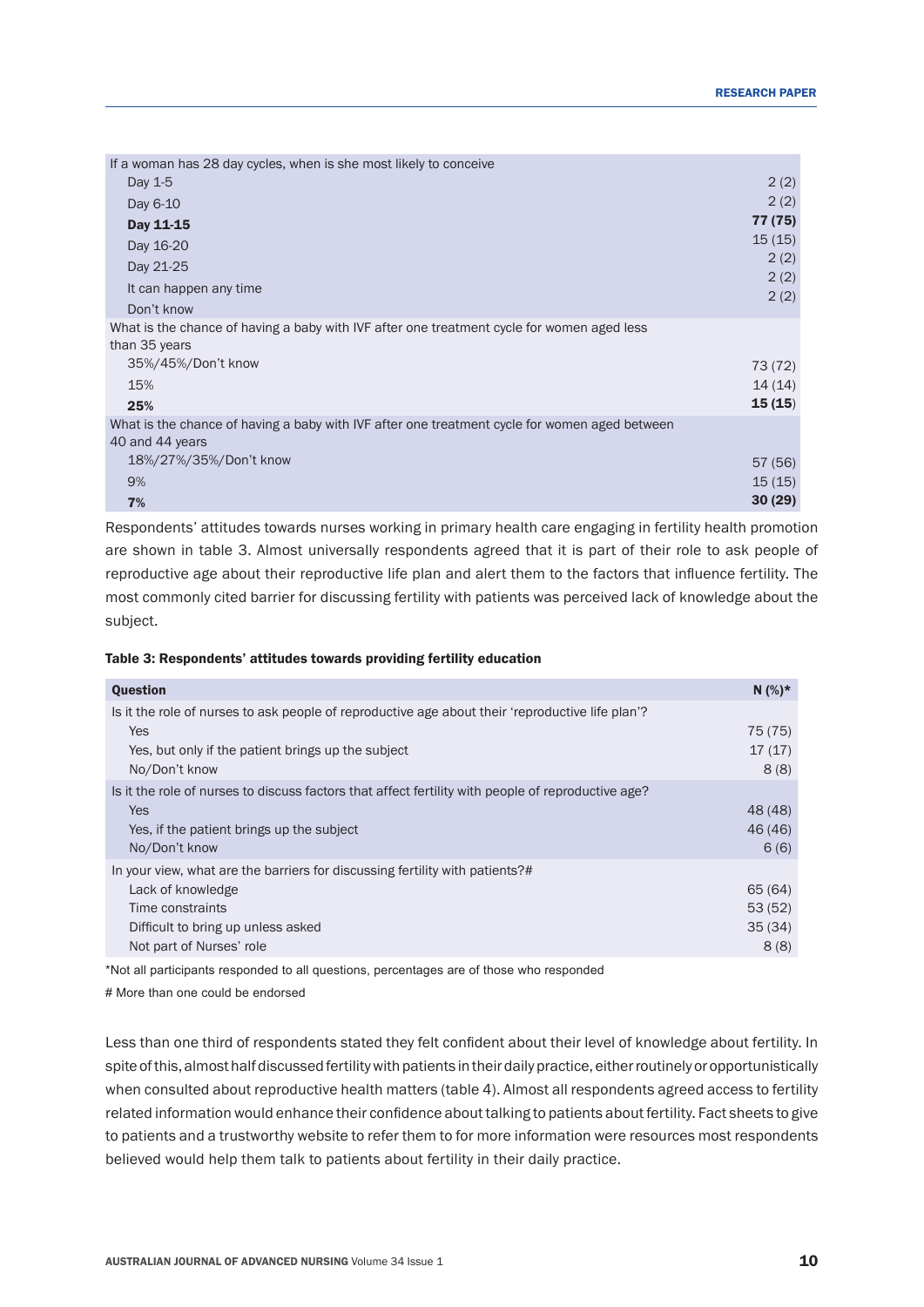| | |
|---|---|
| If a woman has 28 day cycles, when is she most likely to conceive | |
| Day 1-5 | 2 (2) |
| Day 6-10 | 2 (2) |
| **Day 11-15** | **77 (75)** |
| Day 16-20 | 15 (15) |
| Day 21-25 | 2 (2) |
| It can happen any time | 2 (2) |
| Don't know | 2 (2) |
| What is the chance of having a baby with IVF after one treatment cycle for women aged less than 35 years | |
| 35%/45%/Don't know | 73 (72) |
| 15% | 14 (14) |
| **25%** | **15 (15)** |
| What is the chance of having a baby with IVF after one treatment cycle for women aged between 40 and 44 years | |
| 18%/27%/35%/Don't know | 57 (56) |
| 9% | 15 (15) |
| **7%** | **30 (29)** |

Respondents' attitudes towards nurses working in primary health care engaging in fertility health promotion are shown in table 3. Almost universally respondents agreed that it is part of their role to ask people of reproductive age about their reproductive life plan and alert them to the factors that influence fertility. The most commonly cited barrier for discussing fertility with patients was perceived lack of knowledge about the subject.

**Table 3: Respondents' attitudes towards providing fertility education**

| Question | N (%)* |
|---|---|
| Is it the role of nurses to ask people of reproductive age about their 'reproductive life plan'? | |
| Yes | 75 (75) |
| Yes, but only if the patient brings up the subject | 17 (17) |
| No/Don't know | 8 (8) |
| Is it the role of nurses to discuss factors that affect fertility with people of reproductive age? | |
| Yes | 48 (48) |
| Yes, if the patient brings up the subject | 46 (46) |
| No/Don't know | 6 (6) |
| In your view, what are the barriers for discussing fertility with patients?# | |
| Lack of knowledge | 65 (64) |
| Time constraints | 53 (52) |
| Difficult to bring up unless asked | 35 (34) |
| Not part of Nurses' role | 8 (8) |

*Not all participants responded to all questions, percentages are of those who responded

# More than one could be endorsed

Less than one third of respondents stated they felt confident about their level of knowledge about fertility. In spite of this, almost half discussed fertility with patients in their daily practice, either routinely or opportunistically when consulted about reproductive health matters (table 4). Almost all respondents agreed access to fertility related information would enhance their confidence about talking to patients about fertility. Fact sheets to give to patients and a trustworthy website to refer them to for more information were resources most respondents believed would help them talk to patients about fertility in their daily practice.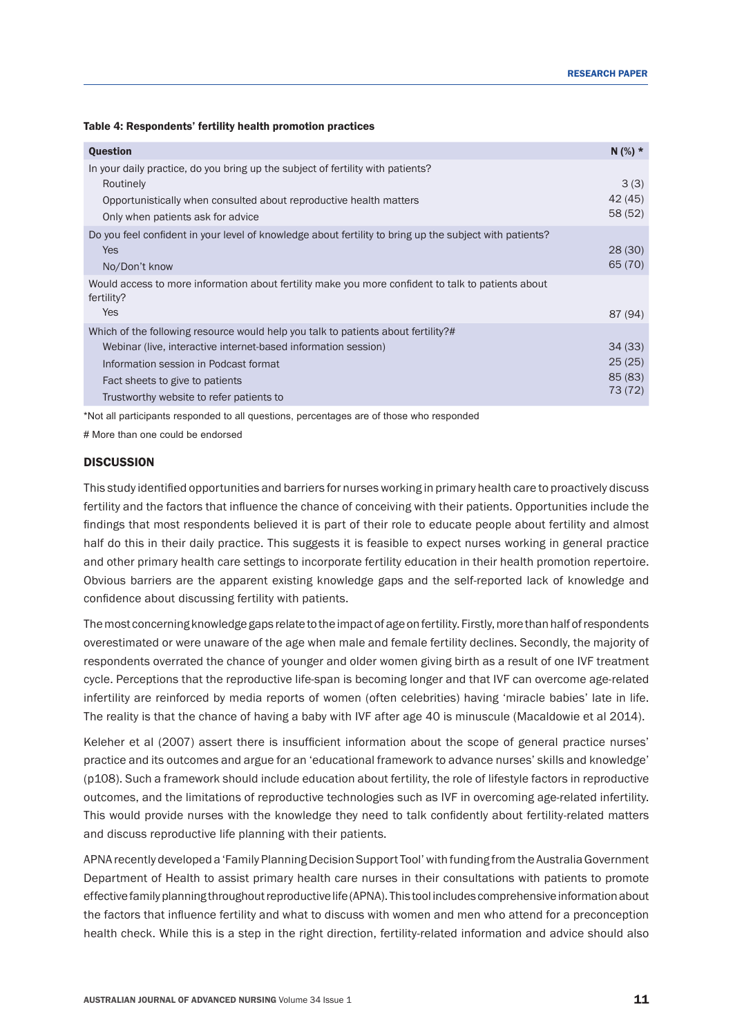**Table 4: Respondents' fertility health promotion practices**

| Question | N (%) * |
|---|---|
| In your daily practice, do you bring up the subject of fertility with patients? | |
| Routinely | 3 (3) |
| Opportunistically when consulted about reproductive health matters | 42 (45) |
| Only when patients ask for advice | 58 (52) |
| Do you feel confident in your level of knowledge about fertility to bring up the subject with patients? | |
| Yes | 28 (30) |
| No/Don't know | 65 (70) |
| Would access to more information about fertility make you more confident to talk to patients about fertility? | |
| Yes | 87 (94) |
| Which of the following resource would help you talk to patients about fertility?# | |
| Webinar (live, interactive internet-based information session) | 34 (33) |
| Information session in Podcast format | 25 (25) |
| Fact sheets to give to patients | 85 (83) |
| Trustworthy website to refer patients to | 73 (72) |

*Not all participants responded to all questions, percentages are of those who responded

# More than one could be endorsed

## DISCUSSION

This study identified opportunities and barriers for nurses working in primary health care to proactively discuss fertility and the factors that influence the chance of conceiving with their patients. Opportunities include the findings that most respondents believed it is part of their role to educate people about fertility and almost half do this in their daily practice. This suggests it is feasible to expect nurses working in general practice and other primary health care settings to incorporate fertility education in their health promotion repertoire. Obvious barriers are the apparent existing knowledge gaps and the self-reported lack of knowledge and confidence about discussing fertility with patients.

The most concerning knowledge gaps relate to the impact of age on fertility. Firstly, more than half of respondents overestimated or were unaware of the age when male and female fertility declines. Secondly, the majority of respondents overrated the chance of younger and older women giving birth as a result of one IVF treatment cycle. Perceptions that the reproductive life-span is becoming longer and that IVF can overcome age-related infertility are reinforced by media reports of women (often celebrities) having 'miracle babies' late in life. The reality is that the chance of having a baby with IVF after age 40 is minuscule (Macaldowie et al 2014).

Keleher et al (2007) assert there is insufficient information about the scope of general practice nurses' practice and its outcomes and argue for an 'educational framework to advance nurses' skills and knowledge' (p108). Such a framework should include education about fertility, the role of lifestyle factors in reproductive outcomes, and the limitations of reproductive technologies such as IVF in overcoming age-related infertility. This would provide nurses with the knowledge they need to talk confidently about fertility-related matters and discuss reproductive life planning with their patients.

APNA recently developed a 'Family Planning Decision Support Tool' with funding from the Australia Government Department of Health to assist primary health care nurses in their consultations with patients to promote effective family planning throughout reproductive life (APNA). This tool includes comprehensive information about the factors that influence fertility and what to discuss with women and men who attend for a preconception health check. While this is a step in the right direction, fertility-related information and advice should also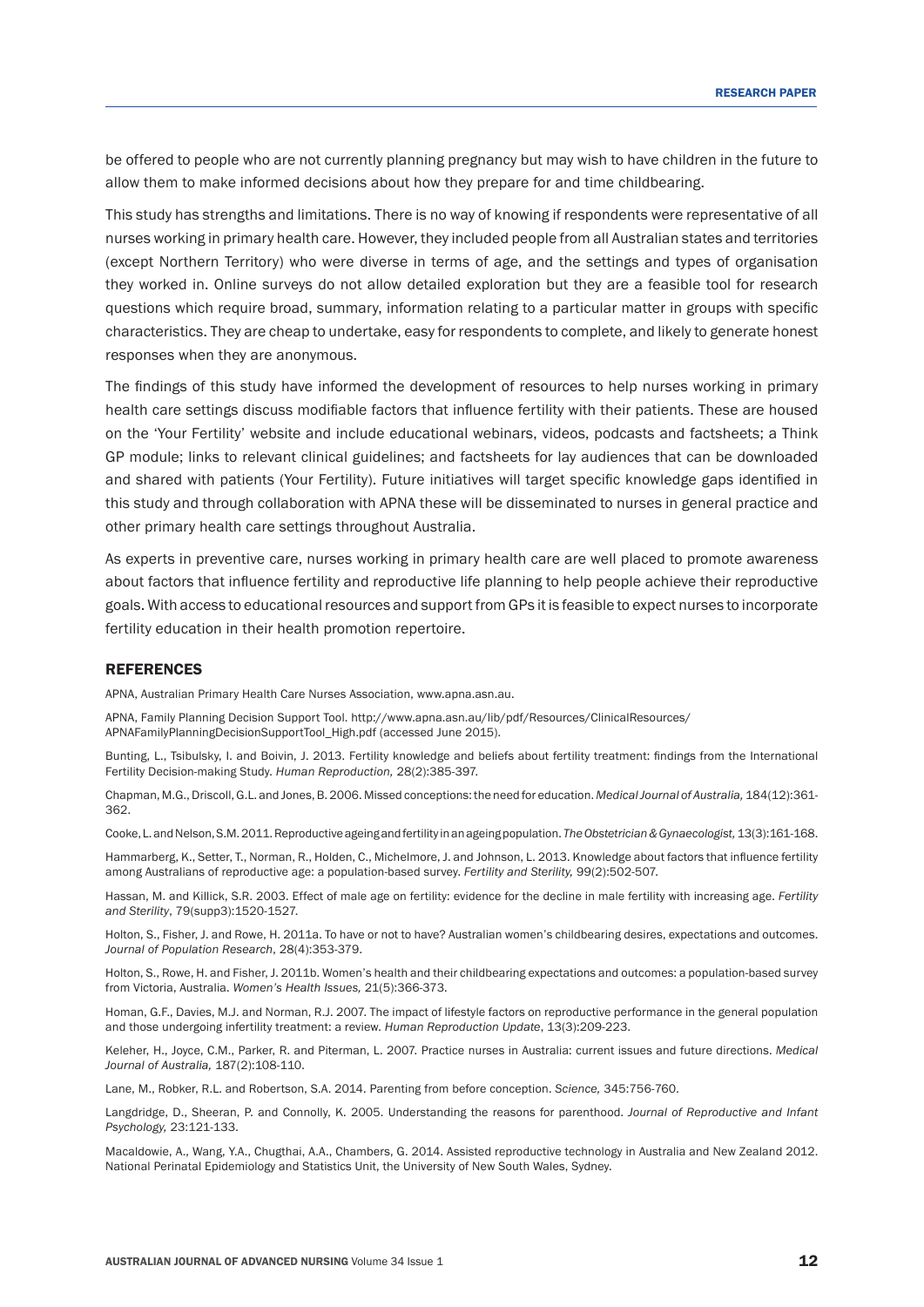be offered to people who are not currently planning pregnancy but may wish to have children in the future to allow them to make informed decisions about how they prepare for and time childbearing.

This study has strengths and limitations. There is no way of knowing if respondents were representative of all nurses working in primary health care. However, they included people from all Australian states and territories (except Northern Territory) who were diverse in terms of age, and the settings and types of organisation they worked in. Online surveys do not allow detailed exploration but they are a feasible tool for research questions which require broad, summary, information relating to a particular matter in groups with specific characteristics. They are cheap to undertake, easy for respondents to complete, and likely to generate honest responses when they are anonymous.

The findings of this study have informed the development of resources to help nurses working in primary health care settings discuss modifiable factors that influence fertility with their patients. These are housed on the 'Your Fertility' website and include educational webinars, videos, podcasts and factsheets; a Think GP module; links to relevant clinical guidelines; and factsheets for lay audiences that can be downloaded and shared with patients (Your Fertility). Future initiatives will target specific knowledge gaps identified in this study and through collaboration with APNA these will be disseminated to nurses in general practice and other primary health care settings throughout Australia.

As experts in preventive care, nurses working in primary health care are well placed to promote awareness about factors that influence fertility and reproductive life planning to help people achieve their reproductive goals. With access to educational resources and support from GPs it is feasible to expect nurses to incorporate fertility education in their health promotion repertoire.

## REFERENCES

APNA, Australian Primary Health Care Nurses Association, www.apna.asn.au.

APNA, Family Planning Decision Support Tool. http://www.apna.asn.au/lib/pdf/Resources/ClinicalResources/APNAFamilyPlanningDecisionSupportTool_High.pdf (accessed June 2015).

Bunting, L., Tsibulsky, I. and Boivin, J. 2013. Fertility knowledge and beliefs about fertility treatment: findings from the International Fertility Decision-making Study. *Human Reproduction,* 28(2):385-397.

Chapman, M.G., Driscoll, G.L. and Jones, B. 2006. Missed conceptions: the need for education. *Medical Journal of Australia,* 184(12):361-362.

Cooke, L. and Nelson, S.M. 2011. Reproductive ageing and fertility in an ageing population. *The Obstetrician & Gynaecologist,* 13(3):161-168.

Hammarberg, K., Setter, T., Norman, R., Holden, C., Michelmore, J. and Johnson, L. 2013. Knowledge about factors that influence fertility among Australians of reproductive age: a population-based survey. *Fertility and Sterility,* 99(2):502-507.

Hassan, M. and Killick, S.R. 2003. Effect of male age on fertility: evidence for the decline in male fertility with increasing age. *Fertility and Sterility*, 79(supp3):1520-1527.

Holton, S., Fisher, J. and Rowe, H. 2011a. To have or not to have? Australian women's childbearing desires, expectations and outcomes. *Journal of Population Research*, 28(4):353-379.

Holton, S., Rowe, H. and Fisher, J. 2011b. Women's health and their childbearing expectations and outcomes: a population-based survey from Victoria, Australia. *Women's Health Issues,* 21(5):366-373.

Homan, G.F., Davies, M.J. and Norman, R.J. 2007. The impact of lifestyle factors on reproductive performance in the general population and those undergoing infertility treatment: a review. *Human Reproduction Update*, 13(3):209-223.

Keleher, H., Joyce, C.M., Parker, R. and Piterman, L. 2007. Practice nurses in Australia: current issues and future directions. *Medical Journal of Australia,* 187(2):108-110.

Lane, M., Robker, R.L. and Robertson, S.A. 2014. Parenting from before conception. *Science,* 345:756-760.

Langdridge, D., Sheeran, P. and Connolly, K. 2005. Understanding the reasons for parenthood. *Journal of Reproductive and Infant Psychology,* 23:121-133.

Macaldowie, A., Wang, Y.A., Chugthai, A.A., Chambers, G. 2014. Assisted reproductive technology in Australia and New Zealand 2012. National Perinatal Epidemiology and Statistics Unit, the University of New South Wales, Sydney.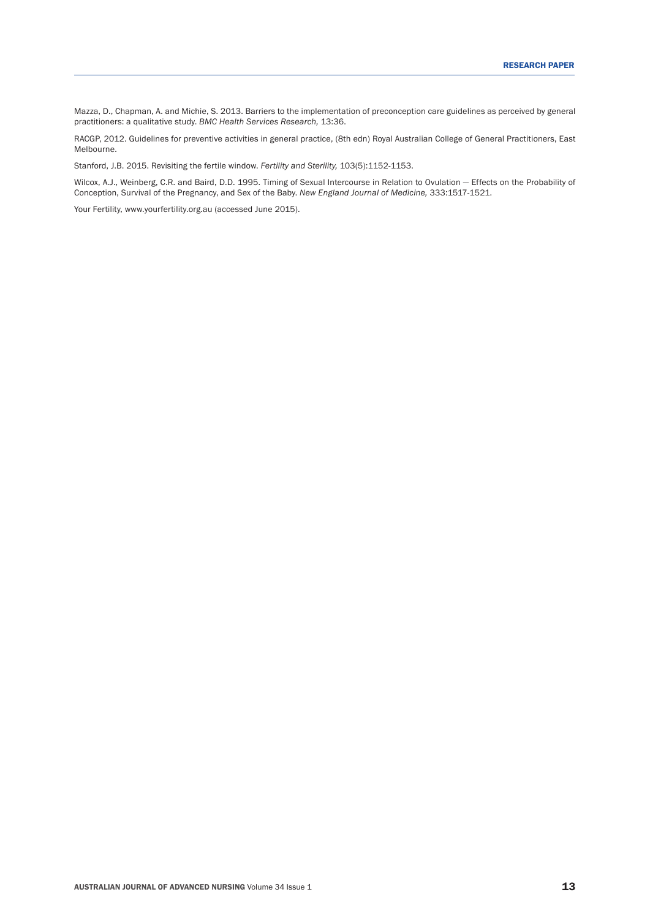Mazza, D., Chapman, A. and Michie, S. 2013. Barriers to the implementation of preconception care guidelines as perceived by general practitioners: a qualitative study. *BMC Health Services Research,* 13:36.

RACGP, 2012. Guidelines for preventive activities in general practice, (8th edn) Royal Australian College of General Practitioners, East Melbourne.

Stanford, J.B. 2015. Revisiting the fertile window. *Fertility and Sterility,* 103(5):1152-1153.

Wilcox, A.J., Weinberg, C.R. and Baird, D.D. 1995. Timing of Sexual Intercourse in Relation to Ovulation — Effects on the Probability of Conception, Survival of the Pregnancy, and Sex of the Baby. *New England Journal of Medicine,* 333:1517-1521.

Your Fertility, www.yourfertility.org.au (accessed June 2015).